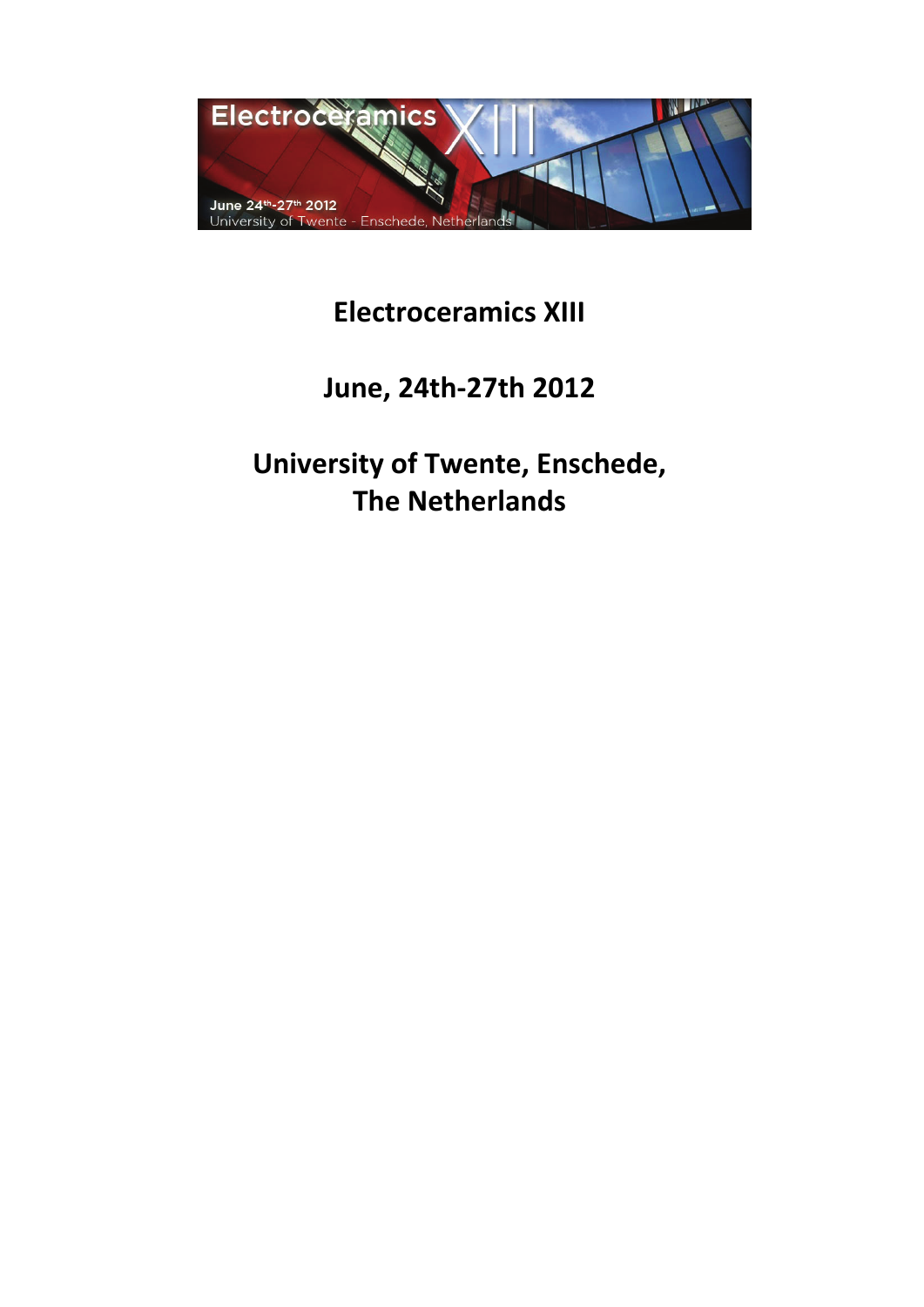# Electroceramics XIII

## June, 24th-27th 2012

## University of Twente, Enschede, The Netherlands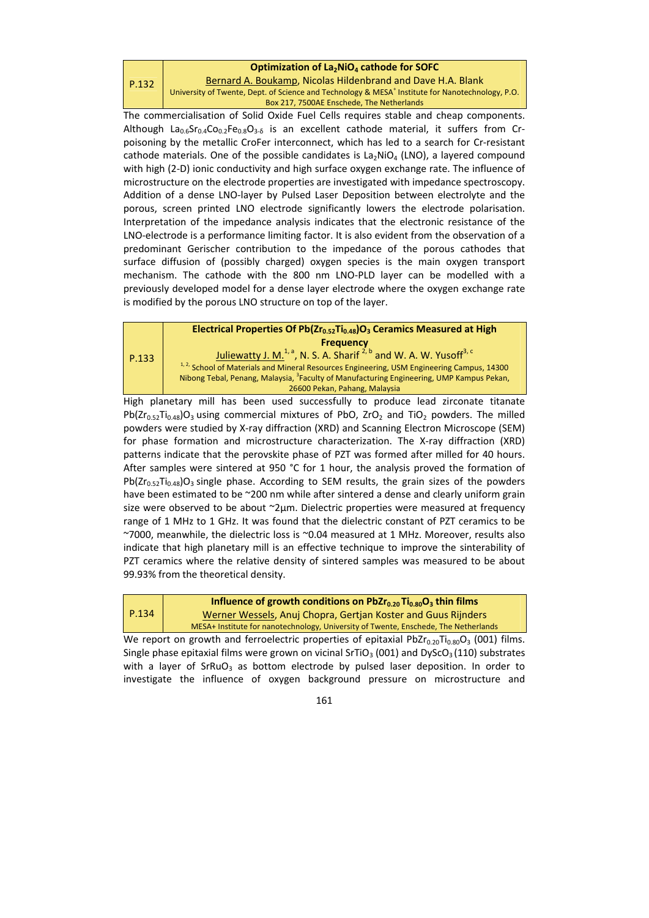**P.132**

### Optimization of $La_2NiO_4$ cathode for SOFC

Bernard A. Boukamp, Nicolas Hildenbrand and Dave H.A. Blank

University of Twente, Dept. of Science and Technology & MESA[+] Institute for Nanotechnology, P.O. Box 217, 7500AE Enschede, The Netherlands

The commercialisation of Solid Oxide Fuel Cells requires stable and cheap components. Although $La_{0.6}Sr_{0.4}Co_{0.2}Fe_{0.8}O_{3-\delta}$ is an excellent cathode material, it suffers from Cr-poisoning by the metallic CroFer interconnect, which has led to a search for Cr-resistant cathode materials. One of the possible candidates is $La_2NiO_4$ (LNO), a layered compound with high (2-D) ionic conductivity and high surface oxygen exchange rate. The influence of microstructure on the electrode properties are investigated with impedance spectroscopy. Addition of a dense LNO-layer by Pulsed Laser Deposition between electrolyte and the porous, screen printed LNO electrode significantly lowers the electrode polarisation. Interpretation of the impedance analysis indicates that the electronic resistance of the LNO-electrode is a performance limiting factor. It is also evident from the observation of a predominant Gerischer contribution to the impedance of the porous cathodes that surface diffusion of (possibly charged) oxygen species is the main oxygen transport mechanism. The cathode with the 800 nm LNO-PLD layer can be modelled with a previously developed model for a dense layer electrode where the oxygen exchange rate is modified by the porous LNO structure on top of the layer.

**P.133**

### Electrical Properties Of $Pb(Zr_{0.52}Ti_{0.48})O_3$ Ceramics Measured at High Frequency

Juliewatty J. M.[1, a], N. S. A. Sharif [2, b] and W. A. W. Yusoff[3, c]

[1, 2,] School of Materials and Mineral Resources Engineering, USM Engineering Campus, 14300 Nibong Tebal, Penang, Malaysia, [3]Faculty of Manufacturing Engineering, UMP Kampus Pekan, 26600 Pekan, Pahang, Malaysia

High planetary mill has been used successfully to produce lead zirconate titanate $Pb(Zr_{0.52}Ti_{0.48})O_3$ using commercial mixtures of PbO, $ZrO_2$ and $TiO_2$ powders. The milled powders were studied by X-ray diffraction (XRD) and Scanning Electron Microscope (SEM) for phase formation and microstructure characterization. The X-ray diffraction (XRD) patterns indicate that the perovskite phase of PZT was formed after milled for 40 hours. After samples were sintered at 950 °C for 1 hour, the analysis proved the formation of $Pb(Zr_{0.52}Ti_{0.48})O_3$ single phase. According to SEM results, the grain sizes of the powders have been estimated to be ~200 nm while after sintered a dense and clearly uniform grain size were observed to be about ~2µm. Dielectric properties were measured at frequency range of 1 MHz to 1 GHz. It was found that the dielectric constant of PZT ceramics to be ~7000, meanwhile, the dielectric loss is ~0.04 measured at 1 MHz. Moreover, results also indicate that high planetary mill is an effective technique to improve the sinterability of PZT ceramics where the relative density of sintered samples was measured to be about 99.93% from the theoretical density.

**P.134**

### Influence of growth conditions on $PbZr_{0.20}Ti_{0.80}O_3$ thin films

Werner Wessels, Anuj Chopra, Gertjan Koster and Guus Rijnders

MESA+ Institute for nanotechnology, University of Twente, Enschede, The Netherlands

We report on growth and ferroelectric properties of epitaxial $PbZr_{0.20}Ti_{0.80}O_3$ (001) films. Single phase epitaxial films were grown on vicinal $SrTiO_3$ (001) and $DyScO_3$ (110) substrates with a layer of $SrRuO_3$ as bottom electrode by pulsed laser deposition. In order to investigate the influence of oxygen background pressure on microstructure and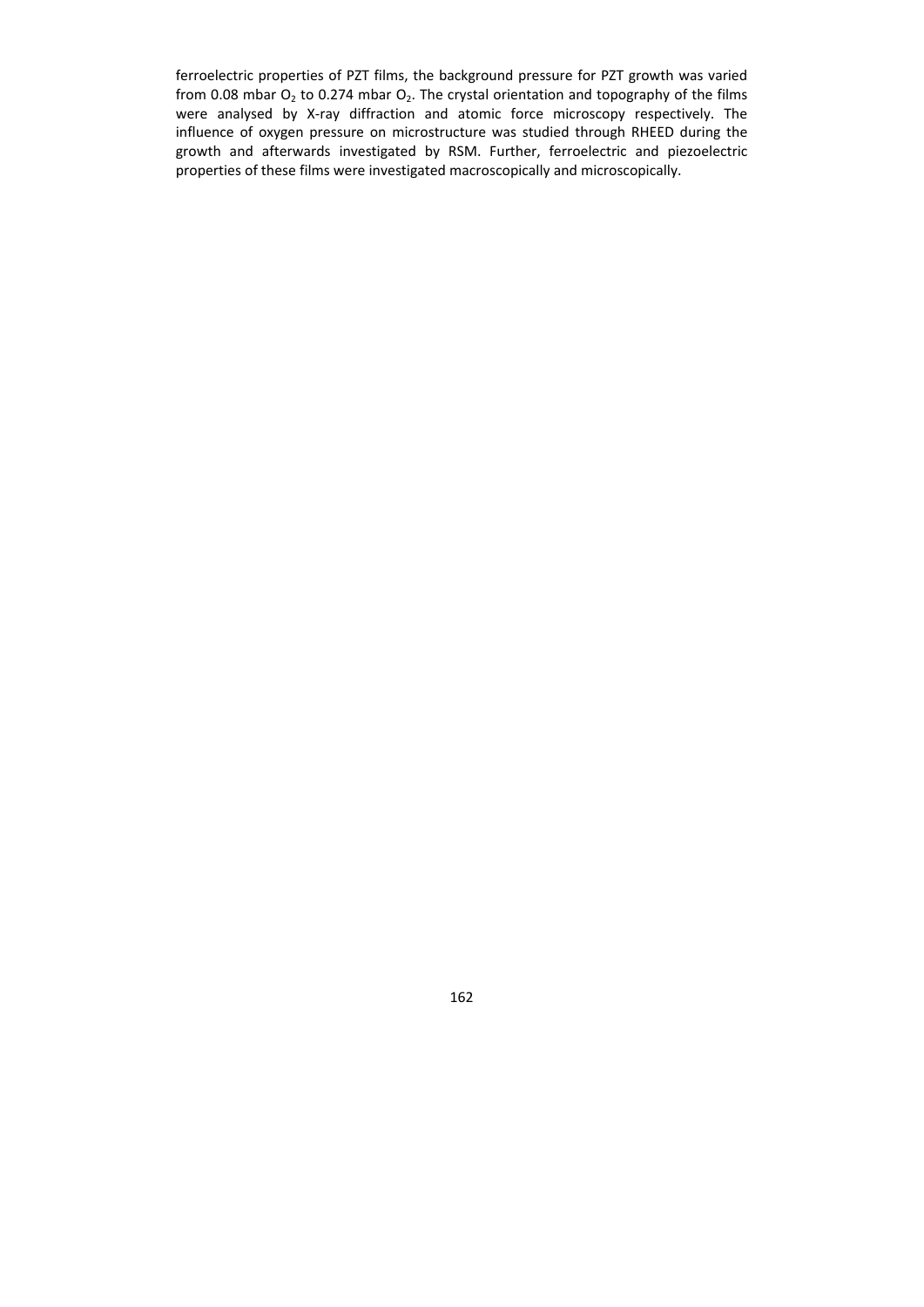ferroelectric properties of PZT films, the background pressure for PZT growth was varied from 0.08 mbar $O_2$ to 0.274 mbar $O_2$. The crystal orientation and topography of the films were analysed by X-ray diffraction and atomic force microscopy respectively. The influence of oxygen pressure on microstructure was studied through RHEED during the growth and afterwards investigated by RSM. Further, ferroelectric and piezoelectric properties of these films were investigated macroscopically and microscopically.